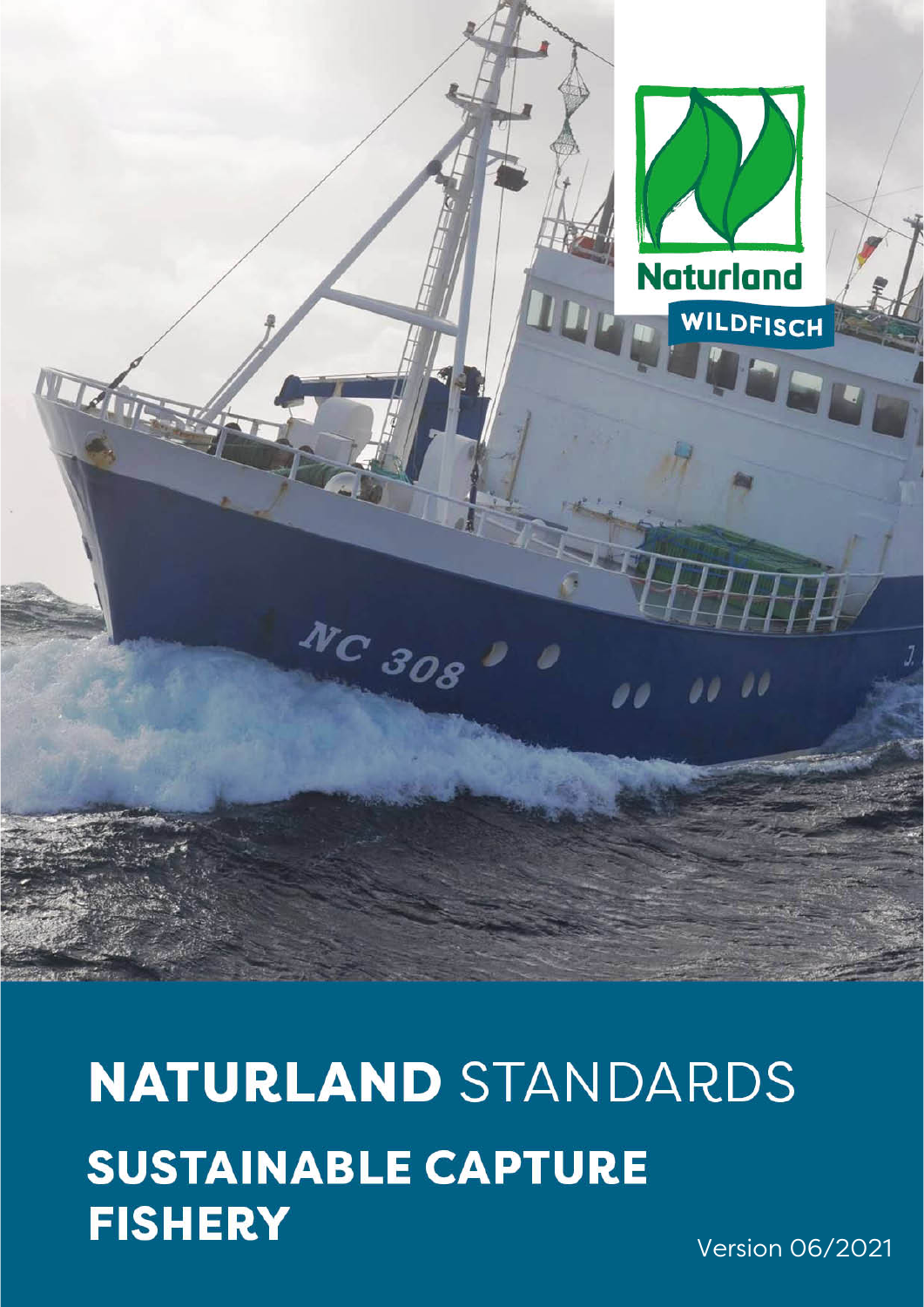Naturland

WILDFISCH

# NATURLAND STANDARDS

## SUSTAINABLE CAPTURE FISHERY

Version 06/2021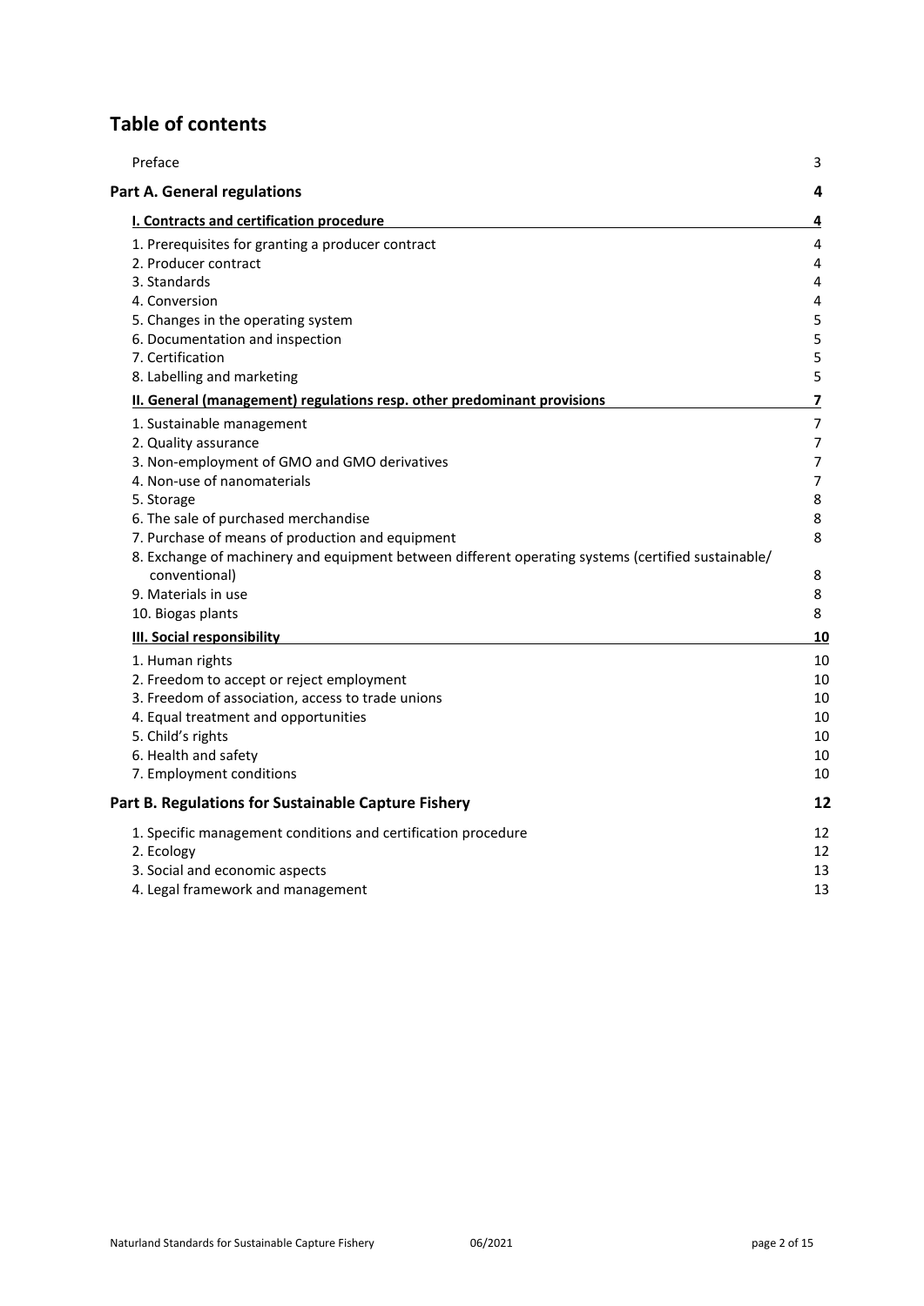# Table of contents

| | |
|---|---|
| Preface | 3 |
| **Part A. General regulations** | **4** |
| **I. Contracts and certification procedure** | **4** |
| 1. Prerequisites for granting a producer contract | 4 |
| 2. Producer contract | 4 |
| 3. Standards | 4 |
| 4. Conversion | 4 |
| 5. Changes in the operating system | 5 |
| 6. Documentation and inspection | 5 |
| 7. Certification | 5 |
| 8. Labelling and marketing | 5 |
| **II. General (management) regulations resp. other predominant provisions** | **7** |
| 1. Sustainable management | 7 |
| 2. Quality assurance | 7 |
| 3. Non-employment of GMO and GMO derivatives | 7 |
| 4. Non-use of nanomaterials | 7 |
| 5. Storage | 8 |
| 6. The sale of purchased merchandise | 8 |
| 7. Purchase of means of production and equipment | 8 |
| 8. Exchange of machinery and equipment between different operating systems (certified sustainable/ conventional) | 8 |
| 9. Materials in use | 8 |
| 10. Biogas plants | 8 |
| **III. Social responsibility** | **10** |
| 1. Human rights | 10 |
| 2. Freedom to accept or reject employment | 10 |
| 3. Freedom of association, access to trade unions | 10 |
| 4. Equal treatment and opportunities | 10 |
| 5. Child's rights | 10 |
| 6. Health and safety | 10 |
| 7. Employment conditions | 10 |
| **Part B. Regulations for Sustainable Capture Fishery** | **12** |
| 1. Specific management conditions and certification procedure | 12 |
| 2. Ecology | 12 |
| 3. Social and economic aspects | 13 |
| 4. Legal framework and management | 13 |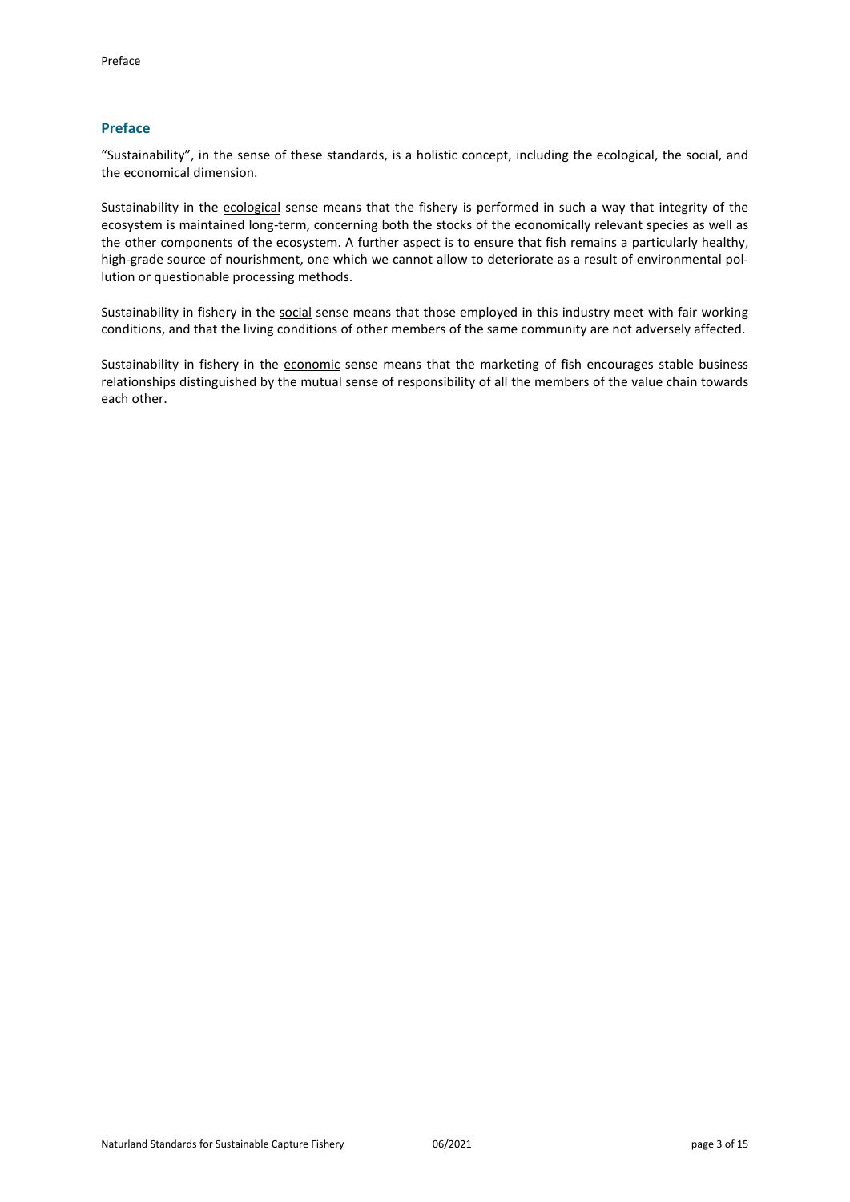## Preface

"Sustainability", in the sense of these standards, is a holistic concept, including the ecological, the social, and the economical dimension.

Sustainability in the ecological sense means that the fishery is performed in such a way that integrity of the ecosystem is maintained long-term, concerning both the stocks of the economically relevant species as well as the other components of the ecosystem. A further aspect is to ensure that fish remains a particularly healthy, high-grade source of nourishment, one which we cannot allow to deteriorate as a result of environmental pollution or questionable processing methods.

Sustainability in fishery in the social sense means that those employed in this industry meet with fair working conditions, and that the living conditions of other members of the same community are not adversely affected.

Sustainability in fishery in the economic sense means that the marketing of fish encourages stable business relationships distinguished by the mutual sense of responsibility of all the members of the value chain towards each other.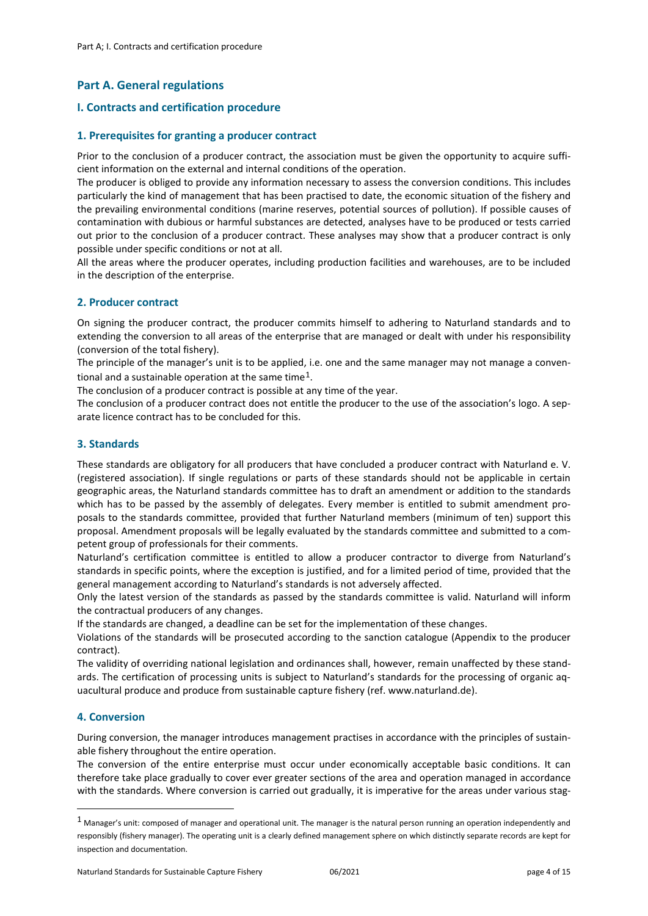# Part A. General regulations

## I. Contracts and certification procedure

### 1. Prerequisites for granting a producer contract

Prior to the conclusion of a producer contract, the association must be given the opportunity to acquire sufficient information on the external and internal conditions of the operation.

The producer is obliged to provide any information necessary to assess the conversion conditions. This includes particularly the kind of management that has been practised to date, the economic situation of the fishery and the prevailing environmental conditions (marine reserves, potential sources of pollution). If possible causes of contamination with dubious or harmful substances are detected, analyses have to be produced or tests carried out prior to the conclusion of a producer contract. These analyses may show that a producer contract is only possible under specific conditions or not at all.

All the areas where the producer operates, including production facilities and warehouses, are to be included in the description of the enterprise.

### 2. Producer contract

On signing the producer contract, the producer commits himself to adhering to Naturland standards and to extending the conversion to all areas of the enterprise that are managed or dealt with under his responsibility (conversion of the total fishery).

The principle of the manager's unit is to be applied, i.e. one and the same manager may not manage a conventional and a sustainable operation at the same time[1].

The conclusion of a producer contract is possible at any time of the year.

The conclusion of a producer contract does not entitle the producer to the use of the association's logo. A separate licence contract has to be concluded for this.

### 3. Standards

These standards are obligatory for all producers that have concluded a producer contract with Naturland e. V. (registered association). If single regulations or parts of these standards should not be applicable in certain geographic areas, the Naturland standards committee has to draft an amendment or addition to the standards which has to be passed by the assembly of delegates. Every member is entitled to submit amendment proposals to the standards committee, provided that further Naturland members (minimum of ten) support this proposal. Amendment proposals will be legally evaluated by the standards committee and submitted to a competent group of professionals for their comments.

Naturland's certification committee is entitled to allow a producer contractor to diverge from Naturland's standards in specific points, where the exception is justified, and for a limited period of time, provided that the general management according to Naturland's standards is not adversely affected.

Only the latest version of the standards as passed by the standards committee is valid. Naturland will inform the contractual producers of any changes.

If the standards are changed, a deadline can be set for the implementation of these changes.

Violations of the standards will be prosecuted according to the sanction catalogue (Appendix to the producer contract).

The validity of overriding national legislation and ordinances shall, however, remain unaffected by these standards. The certification of processing units is subject to Naturland's standards for the processing of organic aquacultural produce and produce from sustainable capture fishery (ref. www.naturland.de).

### 4. Conversion

During conversion, the manager introduces management practises in accordance with the principles of sustainable fishery throughout the entire operation.

The conversion of the entire enterprise must occur under economically acceptable basic conditions. It can therefore take place gradually to cover ever greater sections of the area and operation managed in accordance with the standards. Where conversion is carried out gradually, it is imperative for the areas under various stag-

---

[1] Manager's unit: composed of manager and operational unit. The manager is the natural person running an operation independently and responsibly (fishery manager). The operating unit is a clearly defined management sphere on which distinctly separate records are kept for inspection and documentation.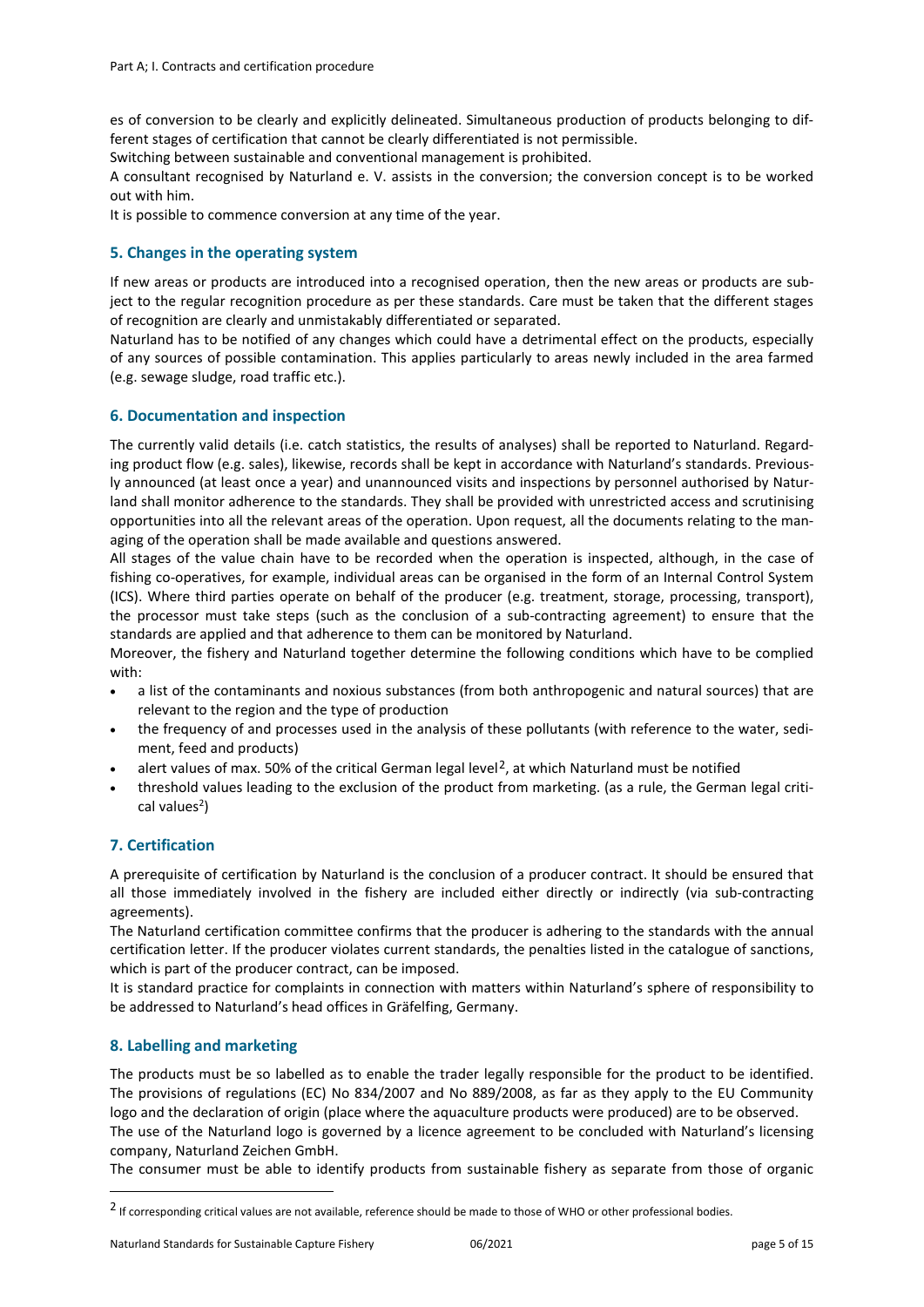es of conversion to be clearly and explicitly delineated. Simultaneous production of products belonging to different stages of certification that cannot be clearly differentiated is not permissible.
Switching between sustainable and conventional management is prohibited.
A consultant recognised by Naturland e. V. assists in the conversion; the conversion concept is to be worked out with him.
It is possible to commence conversion at any time of the year.

### 5. Changes in the operating system

If new areas or products are introduced into a recognised operation, then the new areas or products are subject to the regular recognition procedure as per these standards. Care must be taken that the different stages of recognition are clearly and unmistakably differentiated or separated.
Naturland has to be notified of any changes which could have a detrimental effect on the products, especially of any sources of possible contamination. This applies particularly to areas newly included in the area farmed (e.g. sewage sludge, road traffic etc.).

### 6. Documentation and inspection

The currently valid details (i.e. catch statistics, the results of analyses) shall be reported to Naturland. Regarding product flow (e.g. sales), likewise, records shall be kept in accordance with Naturland's standards. Previously announced (at least once a year) and unannounced visits and inspections by personnel authorised by Naturland shall monitor adherence to the standards. They shall be provided with unrestricted access and scrutinising opportunities into all the relevant areas of the operation. Upon request, all the documents relating to the managing of the operation shall be made available and questions answered.
All stages of the value chain have to be recorded when the operation is inspected, although, in the case of fishing co-operatives, for example, individual areas can be organised in the form of an Internal Control System (ICS). Where third parties operate on behalf of the producer (e.g. treatment, storage, processing, transport), the processor must take steps (such as the conclusion of a sub-contracting agreement) to ensure that the standards are applied and that adherence to them can be monitored by Naturland.
Moreover, the fishery and Naturland together determine the following conditions which have to be complied with:

- a list of the contaminants and noxious substances (from both anthropogenic and natural sources) that are relevant to the region and the type of production
- the frequency of and processes used in the analysis of these pollutants (with reference to the water, sediment, feed and products)
- alert values of max. 50% of the critical German legal level[2], at which Naturland must be notified
- threshold values leading to the exclusion of the product from marketing. (as a rule, the German legal critical values[2])

### 7. Certification

A prerequisite of certification by Naturland is the conclusion of a producer contract. It should be ensured that all those immediately involved in the fishery are included either directly or indirectly (via sub-contracting agreements).
The Naturland certification committee confirms that the producer is adhering to the standards with the annual certification letter. If the producer violates current standards, the penalties listed in the catalogue of sanctions, which is part of the producer contract, can be imposed.
It is standard practice for complaints in connection with matters within Naturland's sphere of responsibility to be addressed to Naturland's head offices in Gräfelfing, Germany.

### 8. Labelling and marketing

The products must be so labelled as to enable the trader legally responsible for the product to be identified. The provisions of regulations (EC) No 834/2007 and No 889/2008, as far as they apply to the EU Community logo and the declaration of origin (place where the aquaculture products were produced) are to be observed.
The use of the Naturland logo is governed by a licence agreement to be concluded with Naturland's licensing company, Naturland Zeichen GmbH.
The consumer must be able to identify products from sustainable fishery as separate from those of organic

---

[2] If corresponding critical values are not available, reference should be made to those of WHO or other professional bodies.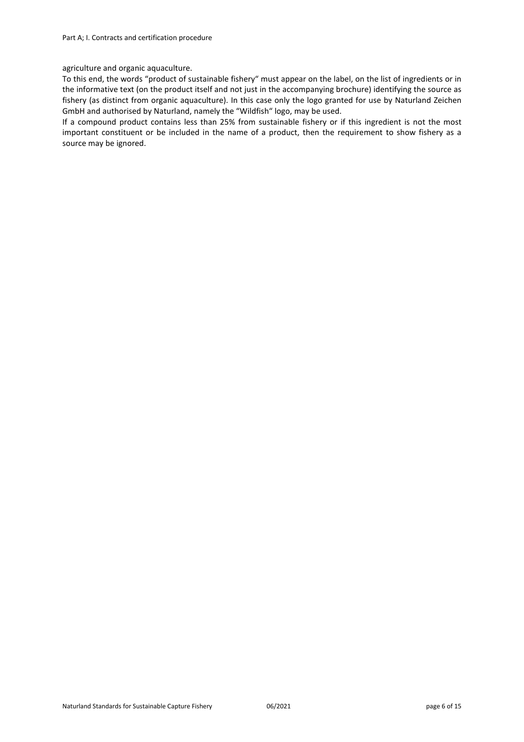agriculture and organic aquaculture.

To this end, the words "product of sustainable fishery" must appear on the label, on the list of ingredients or in the informative text (on the product itself and not just in the accompanying brochure) identifying the source as fishery (as distinct from organic aquaculture). In this case only the logo granted for use by Naturland Zeichen GmbH and authorised by Naturland, namely the "Wildfish" logo, may be used.

If a compound product contains less than 25% from sustainable fishery or if this ingredient is not the most important constituent or be included in the name of a product, then the requirement to show fishery as a source may be ignored.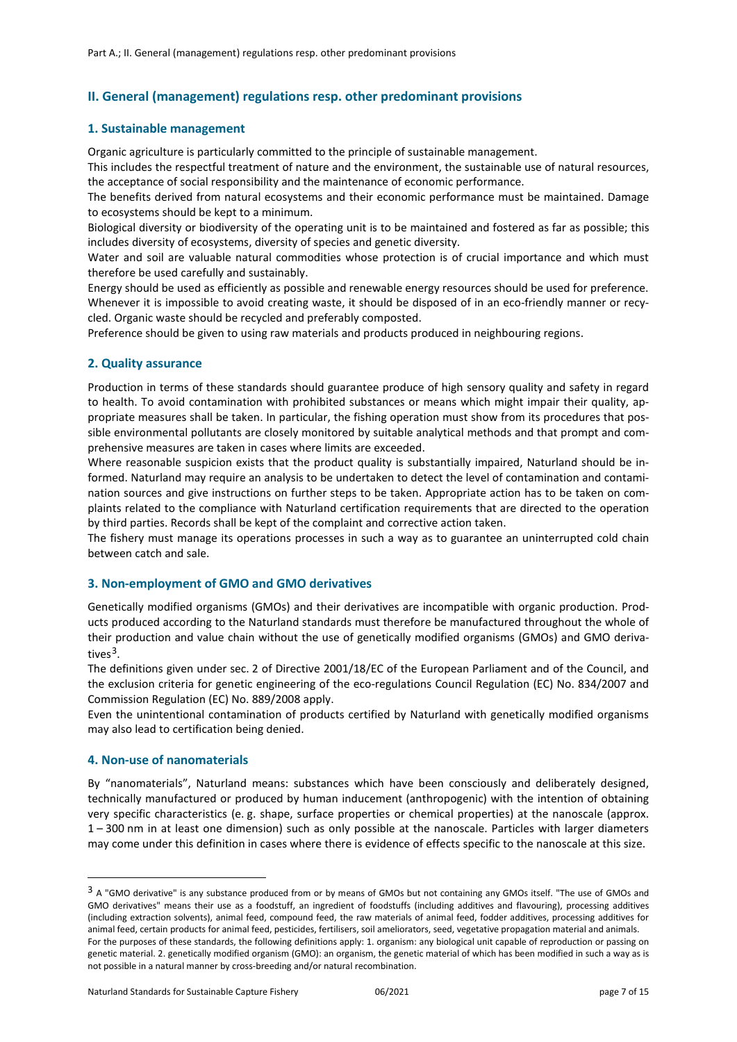## II. General (management) regulations resp. other predominant provisions

### 1. Sustainable management

Organic agriculture is particularly committed to the principle of sustainable management.

This includes the respectful treatment of nature and the environment, the sustainable use of natural resources, the acceptance of social responsibility and the maintenance of economic performance.

The benefits derived from natural ecosystems and their economic performance must be maintained. Damage to ecosystems should be kept to a minimum.

Biological diversity or biodiversity of the operating unit is to be maintained and fostered as far as possible; this includes diversity of ecosystems, diversity of species and genetic diversity.

Water and soil are valuable natural commodities whose protection is of crucial importance and which must therefore be used carefully and sustainably.

Energy should be used as efficiently as possible and renewable energy resources should be used for preference. Whenever it is impossible to avoid creating waste, it should be disposed of in an eco-friendly manner or recycled. Organic waste should be recycled and preferably composted.

Preference should be given to using raw materials and products produced in neighbouring regions.

### 2. Quality assurance

Production in terms of these standards should guarantee produce of high sensory quality and safety in regard to health. To avoid contamination with prohibited substances or means which might impair their quality, appropriate measures shall be taken. In particular, the fishing operation must show from its procedures that possible environmental pollutants are closely monitored by suitable analytical methods and that prompt and comprehensive measures are taken in cases where limits are exceeded.

Where reasonable suspicion exists that the product quality is substantially impaired, Naturland should be informed. Naturland may require an analysis to be undertaken to detect the level of contamination and contamination sources and give instructions on further steps to be taken. Appropriate action has to be taken on complaints related to the compliance with Naturland certification requirements that are directed to the operation by third parties. Records shall be kept of the complaint and corrective action taken.

The fishery must manage its operations processes in such a way as to guarantee an uninterrupted cold chain between catch and sale.

### 3. Non-employment of GMO and GMO derivatives

Genetically modified organisms (GMOs) and their derivatives are incompatible with organic production. Products produced according to the Naturland standards must therefore be manufactured throughout the whole of their production and value chain without the use of genetically modified organisms (GMOs) and GMO derivatives[3].

The definitions given under sec. 2 of Directive 2001/18/EC of the European Parliament and of the Council, and the exclusion criteria for genetic engineering of the eco-regulations Council Regulation (EC) No. 834/2007 and Commission Regulation (EC) No. 889/2008 apply.

Even the unintentional contamination of products certified by Naturland with genetically modified organisms may also lead to certification being denied.

### 4. Non-use of nanomaterials

By "nanomaterials", Naturland means: substances which have been consciously and deliberately designed, technically manufactured or produced by human inducement (anthropogenic) with the intention of obtaining very specific characteristics (e. g. shape, surface properties or chemical properties) at the nanoscale (approx. 1 – 300 nm in at least one dimension) such as only possible at the nanoscale. Particles with larger diameters may come under this definition in cases where there is evidence of effects specific to the nanoscale at this size.

---

[3] A "GMO derivative" is any substance produced from or by means of GMOs but not containing any GMOs itself. "The use of GMOs and GMO derivatives" means their use as a foodstuff, an ingredient of foodstuffs (including additives and flavouring), processing additives (including extraction solvents), animal feed, compound feed, the raw materials of animal feed, fodder additives, processing additives for animal feed, certain products for animal feed, pesticides, fertilisers, soil ameliorators, seed, vegetative propagation material and animals. For the purposes of these standards, the following definitions apply: 1. organism: any biological unit capable of reproduction or passing on genetic material. 2. genetically modified organism (GMO): an organism, the genetic material of which has been modified in such a way as is not possible in a natural manner by cross-breeding and/or natural recombination.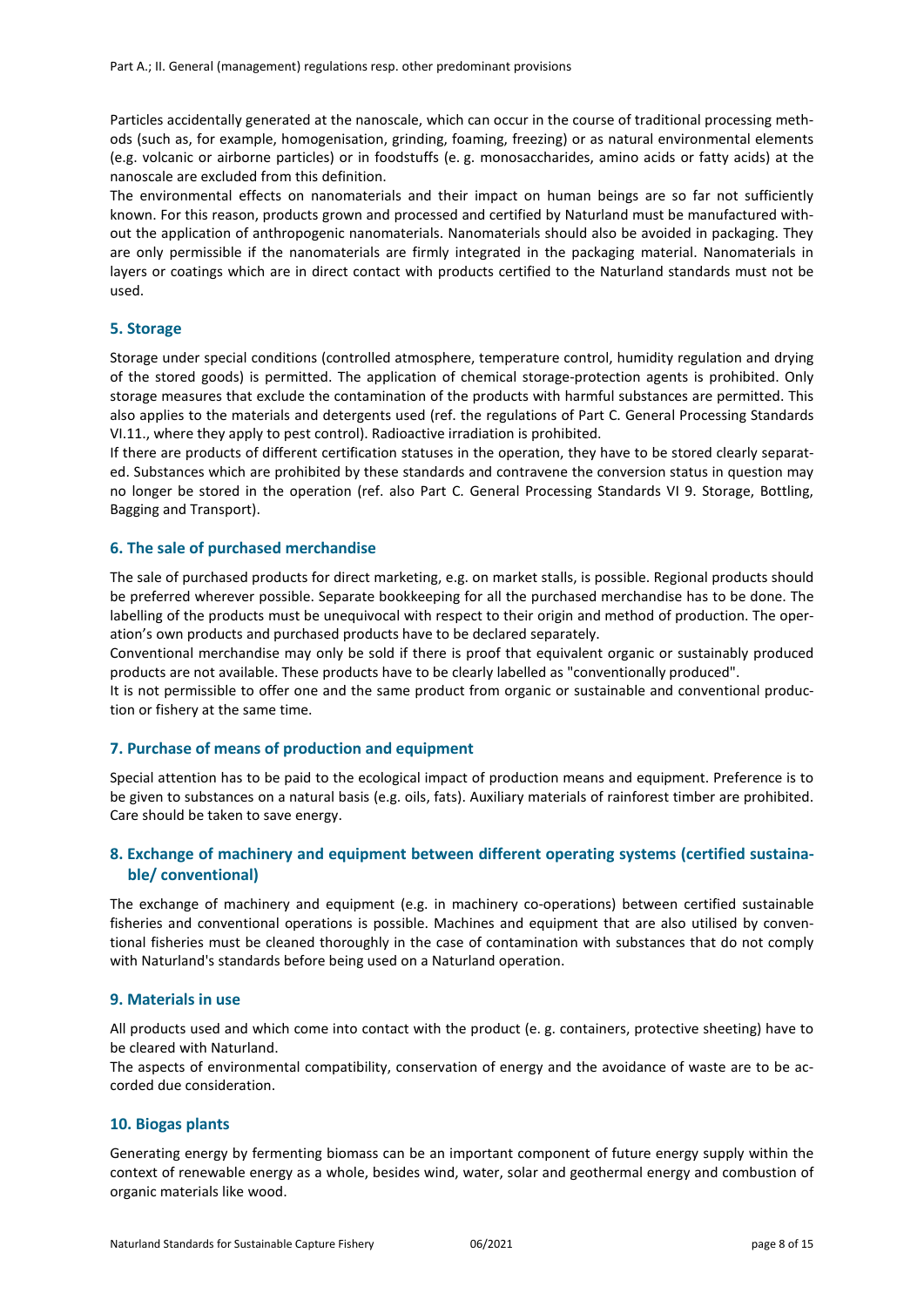Particles accidentally generated at the nanoscale, which can occur in the course of traditional processing methods (such as, for example, homogenisation, grinding, foaming, freezing) or as natural environmental elements (e.g. volcanic or airborne particles) or in foodstuffs (e. g. monosaccharides, amino acids or fatty acids) at the nanoscale are excluded from this definition.

The environmental effects on nanomaterials and their impact on human beings are so far not sufficiently known. For this reason, products grown and processed and certified by Naturland must be manufactured without the application of anthropogenic nanomaterials. Nanomaterials should also be avoided in packaging. They are only permissible if the nanomaterials are firmly integrated in the packaging material. Nanomaterials in layers or coatings which are in direct contact with products certified to the Naturland standards must not be used.

## 5. Storage

Storage under special conditions (controlled atmosphere, temperature control, humidity regulation and drying of the stored goods) is permitted. The application of chemical storage-protection agents is prohibited. Only storage measures that exclude the contamination of the products with harmful substances are permitted. This also applies to the materials and detergents used (ref. the regulations of Part C. General Processing Standards VI.11., where they apply to pest control). Radioactive irradiation is prohibited.

If there are products of different certification statuses in the operation, they have to be stored clearly separated. Substances which are prohibited by these standards and contravene the conversion status in question may no longer be stored in the operation (ref. also Part C. General Processing Standards VI 9. Storage, Bottling, Bagging and Transport).

## 6. The sale of purchased merchandise

The sale of purchased products for direct marketing, e.g. on market stalls, is possible. Regional products should be preferred wherever possible. Separate bookkeeping for all the purchased merchandise has to be done. The labelling of the products must be unequivocal with respect to their origin and method of production. The operation's own products and purchased products have to be declared separately.

Conventional merchandise may only be sold if there is proof that equivalent organic or sustainably produced products are not available. These products have to be clearly labelled as "conventionally produced".

It is not permissible to offer one and the same product from organic or sustainable and conventional production or fishery at the same time.

## 7. Purchase of means of production and equipment

Special attention has to be paid to the ecological impact of production means and equipment. Preference is to be given to substances on a natural basis (e.g. oils, fats). Auxiliary materials of rainforest timber are prohibited. Care should be taken to save energy.

## 8. Exchange of machinery and equipment between different operating systems (certified sustainable/ conventional)

The exchange of machinery and equipment (e.g. in machinery co-operations) between certified sustainable fisheries and conventional operations is possible. Machines and equipment that are also utilised by conventional fisheries must be cleaned thoroughly in the case of contamination with substances that do not comply with Naturland's standards before being used on a Naturland operation.

## 9. Materials in use

All products used and which come into contact with the product (e. g. containers, protective sheeting) have to be cleared with Naturland.

The aspects of environmental compatibility, conservation of energy and the avoidance of waste are to be accorded due consideration.

## 10. Biogas plants

Generating energy by fermenting biomass can be an important component of future energy supply within the context of renewable energy as a whole, besides wind, water, solar and geothermal energy and combustion of organic materials like wood.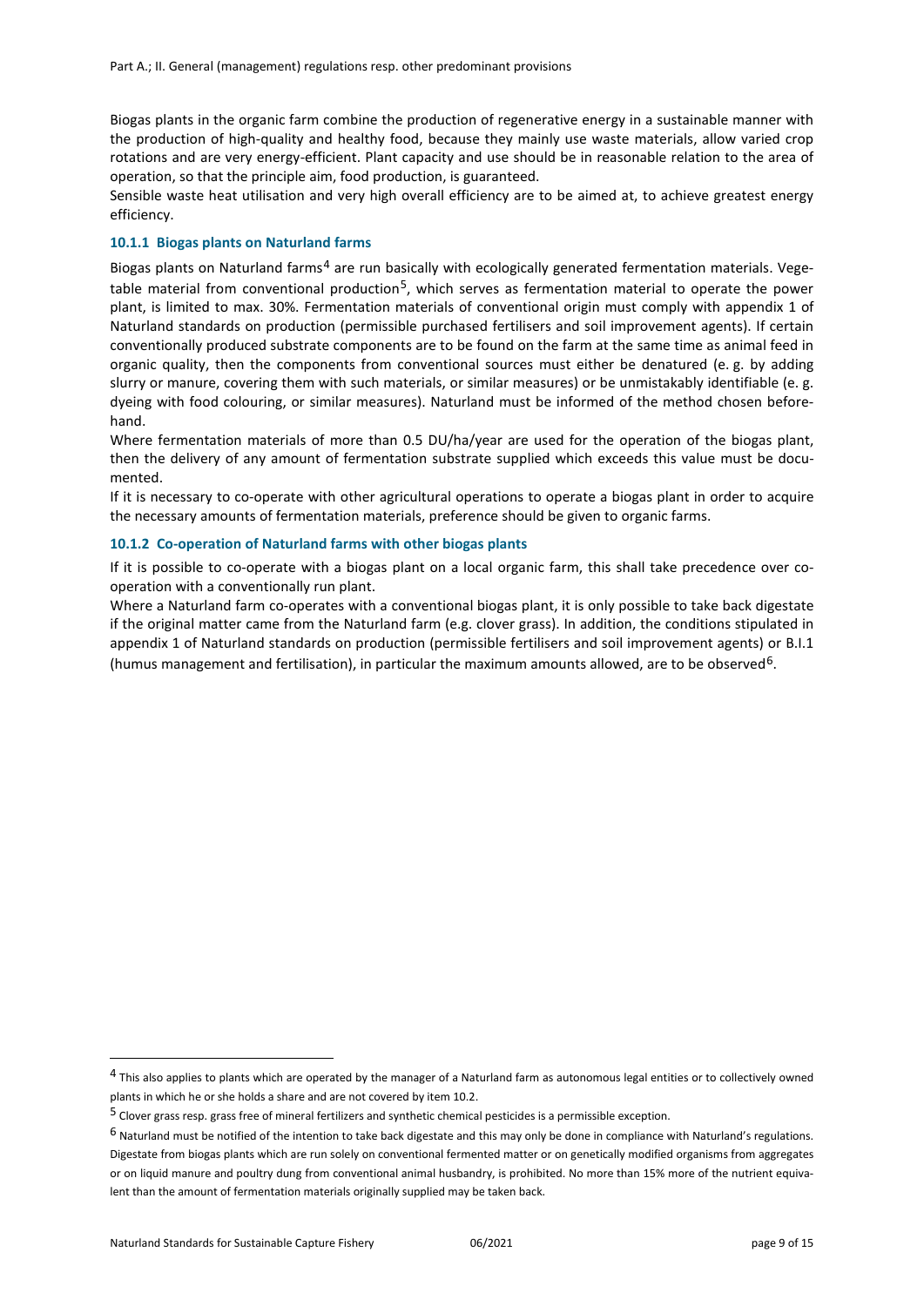Biogas plants in the organic farm combine the production of regenerative energy in a sustainable manner with the production of high-quality and healthy food, because they mainly use waste materials, allow varied crop rotations and are very energy-efficient. Plant capacity and use should be in reasonable relation to the area of operation, so that the principle aim, food production, is guaranteed.

Sensible waste heat utilisation and very high overall efficiency are to be aimed at, to achieve greatest energy efficiency.

### 10.1.1 Biogas plants on Naturland farms

Biogas plants on Naturland farms[4] are run basically with ecologically generated fermentation materials. Vegetable material from conventional production[5], which serves as fermentation material to operate the power plant, is limited to max. 30%. Fermentation materials of conventional origin must comply with appendix 1 of Naturland standards on production (permissible purchased fertilisers and soil improvement agents). If certain conventionally produced substrate components are to be found on the farm at the same time as animal feed in organic quality, then the components from conventional sources must either be denatured (e. g. by adding slurry or manure, covering them with such materials, or similar measures) or be unmistakably identifiable (e. g. dyeing with food colouring, or similar measures). Naturland must be informed of the method chosen beforehand.

Where fermentation materials of more than 0.5 DU/ha/year are used for the operation of the biogas plant, then the delivery of any amount of fermentation substrate supplied which exceeds this value must be documented.

If it is necessary to co-operate with other agricultural operations to operate a biogas plant in order to acquire the necessary amounts of fermentation materials, preference should be given to organic farms.

### 10.1.2 Co-operation of Naturland farms with other biogas plants

If it is possible to co-operate with a biogas plant on a local organic farm, this shall take precedence over co-operation with a conventionally run plant.

Where a Naturland farm co-operates with a conventional biogas plant, it is only possible to take back digestate if the original matter came from the Naturland farm (e.g. clover grass). In addition, the conditions stipulated in appendix 1 of Naturland standards on production (permissible fertilisers and soil improvement agents) or B.I.1 (humus management and fertilisation), in particular the maximum amounts allowed, are to be observed[6].

---

[4] This also applies to plants which are operated by the manager of a Naturland farm as autonomous legal entities or to collectively owned plants in which he or she holds a share and are not covered by item 10.2.

[5] Clover grass resp. grass free of mineral fertilizers and synthetic chemical pesticides is a permissible exception.

[6] Naturland must be notified of the intention to take back digestate and this may only be done in compliance with Naturland's regulations. Digestate from biogas plants which are run solely on conventional fermented matter or on genetically modified organisms from aggregates or on liquid manure and poultry dung from conventional animal husbandry, is prohibited. No more than 15% more of the nutrient equivalent than the amount of fermentation materials originally supplied may be taken back.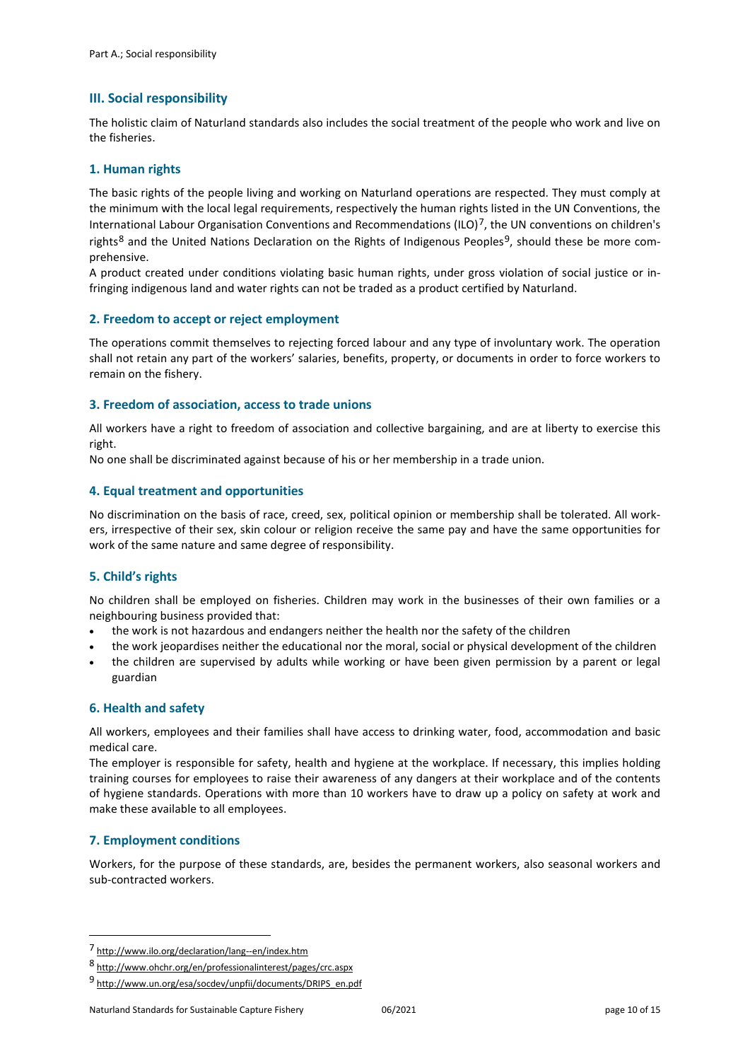## III. Social responsibility

The holistic claim of Naturland standards also includes the social treatment of the people who work and live on the fisheries.

### 1. Human rights

The basic rights of the people living and working on Naturland operations are respected. They must comply at the minimum with the local legal requirements, respectively the human rights listed in the UN Conventions, the International Labour Organisation Conventions and Recommendations (ILO)[7], the UN conventions on children's rights[8] and the United Nations Declaration on the Rights of Indigenous Peoples[9], should these be more comprehensive.

A product created under conditions violating basic human rights, under gross violation of social justice or infringing indigenous land and water rights can not be traded as a product certified by Naturland.

### 2. Freedom to accept or reject employment

The operations commit themselves to rejecting forced labour and any type of involuntary work. The operation shall not retain any part of the workers' salaries, benefits, property, or documents in order to force workers to remain on the fishery.

### 3. Freedom of association, access to trade unions

All workers have a right to freedom of association and collective bargaining, and are at liberty to exercise this right.

No one shall be discriminated against because of his or her membership in a trade union.

### 4. Equal treatment and opportunities

No discrimination on the basis of race, creed, sex, political opinion or membership shall be tolerated. All workers, irrespective of their sex, skin colour or religion receive the same pay and have the same opportunities for work of the same nature and same degree of responsibility.

### 5. Child's rights

No children shall be employed on fisheries. Children may work in the businesses of their own families or a neighbouring business provided that:

- the work is not hazardous and endangers neither the health nor the safety of the children
- the work jeopardises neither the educational nor the moral, social or physical development of the children
- the children are supervised by adults while working or have been given permission by a parent or legal guardian

### 6. Health and safety

All workers, employees and their families shall have access to drinking water, food, accommodation and basic medical care.

The employer is responsible for safety, health and hygiene at the workplace. If necessary, this implies holding training courses for employees to raise their awareness of any dangers at their workplace and of the contents of hygiene standards. Operations with more than 10 workers have to draw up a policy on safety at work and make these available to all employees.

### 7. Employment conditions

Workers, for the purpose of these standards, are, besides the permanent workers, also seasonal workers and sub-contracted workers.

---

[7] http://www.ilo.org/declaration/lang--en/index.htm

[8] http://www.ohchr.org/en/professionalinterest/pages/crc.aspx

[9] http://www.un.org/esa/socdev/unpfii/documents/DRIPS_en.pdf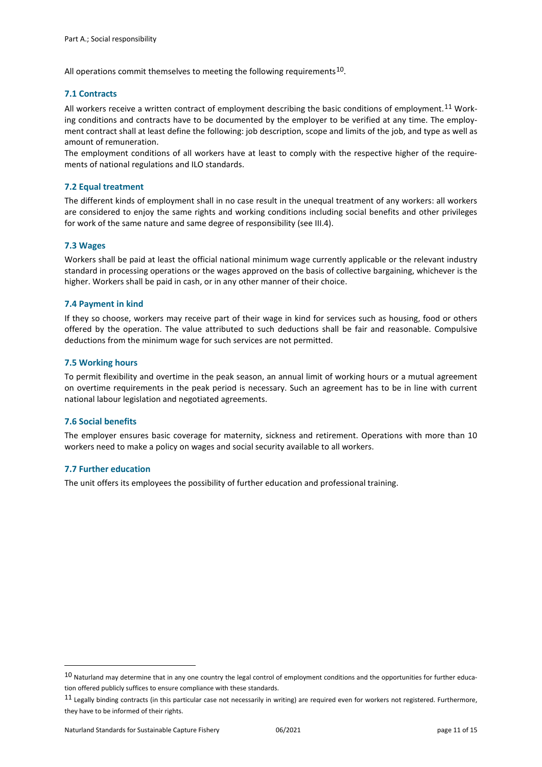All operations commit themselves to meeting the following requirements[10].

### 7.1 Contracts

All workers receive a written contract of employment describing the basic conditions of employment.[11] Working conditions and contracts have to be documented by the employer to be verified at any time. The employment contract shall at least define the following: job description, scope and limits of the job, and type as well as amount of remuneration.

The employment conditions of all workers have at least to comply with the respective higher of the requirements of national regulations and ILO standards.

### 7.2 Equal treatment

The different kinds of employment shall in no case result in the unequal treatment of any workers: all workers are considered to enjoy the same rights and working conditions including social benefits and other privileges for work of the same nature and same degree of responsibility (see III.4).

### 7.3 Wages

Workers shall be paid at least the official national minimum wage currently applicable or the relevant industry standard in processing operations or the wages approved on the basis of collective bargaining, whichever is the higher. Workers shall be paid in cash, or in any other manner of their choice.

### 7.4 Payment in kind

If they so choose, workers may receive part of their wage in kind for services such as housing, food or others offered by the operation. The value attributed to such deductions shall be fair and reasonable. Compulsive deductions from the minimum wage for such services are not permitted.

### 7.5 Working hours

To permit flexibility and overtime in the peak season, an annual limit of working hours or a mutual agreement on overtime requirements in the peak period is necessary. Such an agreement has to be in line with current national labour legislation and negotiated agreements.

### 7.6 Social benefits

The employer ensures basic coverage for maternity, sickness and retirement. Operations with more than 10 workers need to make a policy on wages and social security available to all workers.

### 7.7 Further education

The unit offers its employees the possibility of further education and professional training.

---

[10] Naturland may determine that in any one country the legal control of employment conditions and the opportunities for further education offered publicly suffices to ensure compliance with these standards.

[11] Legally binding contracts (in this particular case not necessarily in writing) are required even for workers not registered. Furthermore, they have to be informed of their rights.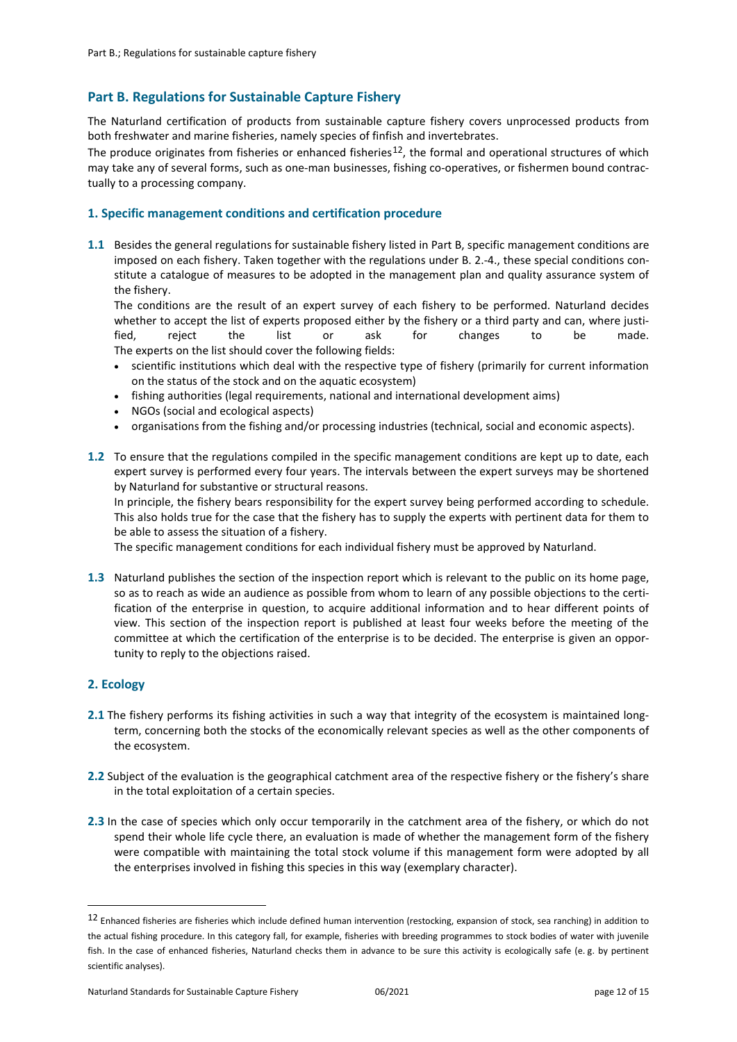# Part B. Regulations for Sustainable Capture Fishery

The Naturland certification of products from sustainable capture fishery covers unprocessed products from both freshwater and marine fisheries, namely species of finfish and invertebrates.

The produce originates from fisheries or enhanced fisheries[12], the formal and operational structures of which may take any of several forms, such as one-man businesses, fishing co-operatives, or fishermen bound contractually to a processing company.

## 1. Specific management conditions and certification procedure

**1.1** Besides the general regulations for sustainable fishery listed in Part B, specific management conditions are imposed on each fishery. Taken together with the regulations under B. 2.-4., these special conditions constitute a catalogue of measures to be adopted in the management plan and quality assurance system of the fishery.

The conditions are the result of an expert survey of each fishery to be performed. Naturland decides whether to accept the list of experts proposed either by the fishery or a third party and can, where justified, reject the list or ask for changes to be made.

The experts on the list should cover the following fields:

- scientific institutions which deal with the respective type of fishery (primarily for current information on the status of the stock and on the aquatic ecosystem)
- fishing authorities (legal requirements, national and international development aims)
- NGOs (social and ecological aspects)
- organisations from the fishing and/or processing industries (technical, social and economic aspects).

**1.2** To ensure that the regulations compiled in the specific management conditions are kept up to date, each expert survey is performed every four years. The intervals between the expert surveys may be shortened by Naturland for substantive or structural reasons.

In principle, the fishery bears responsibility for the expert survey being performed according to schedule. This also holds true for the case that the fishery has to supply the experts with pertinent data for them to be able to assess the situation of a fishery.

The specific management conditions for each individual fishery must be approved by Naturland.

**1.3** Naturland publishes the section of the inspection report which is relevant to the public on its home page, so as to reach as wide an audience as possible from whom to learn of any possible objections to the certification of the enterprise in question, to acquire additional information and to hear different points of view. This section of the inspection report is published at least four weeks before the meeting of the committee at which the certification of the enterprise is to be decided. The enterprise is given an opportunity to reply to the objections raised.

## 2. Ecology

**2.1** The fishery performs its fishing activities in such a way that integrity of the ecosystem is maintained long-term, concerning both the stocks of the economically relevant species as well as the other components of the ecosystem.

**2.2** Subject of the evaluation is the geographical catchment area of the respective fishery or the fishery's share in the total exploitation of a certain species.

**2.3** In the case of species which only occur temporarily in the catchment area of the fishery, or which do not spend their whole life cycle there, an evaluation is made of whether the management form of the fishery were compatible with maintaining the total stock volume if this management form were adopted by all the enterprises involved in fishing this species in this way (exemplary character).

---

[12] Enhanced fisheries are fisheries which include defined human intervention (restocking, expansion of stock, sea ranching) in addition to the actual fishing procedure. In this category fall, for example, fisheries with breeding programmes to stock bodies of water with juvenile fish. In the case of enhanced fisheries, Naturland checks them in advance to be sure this activity is ecologically safe (e. g. by pertinent scientific analyses).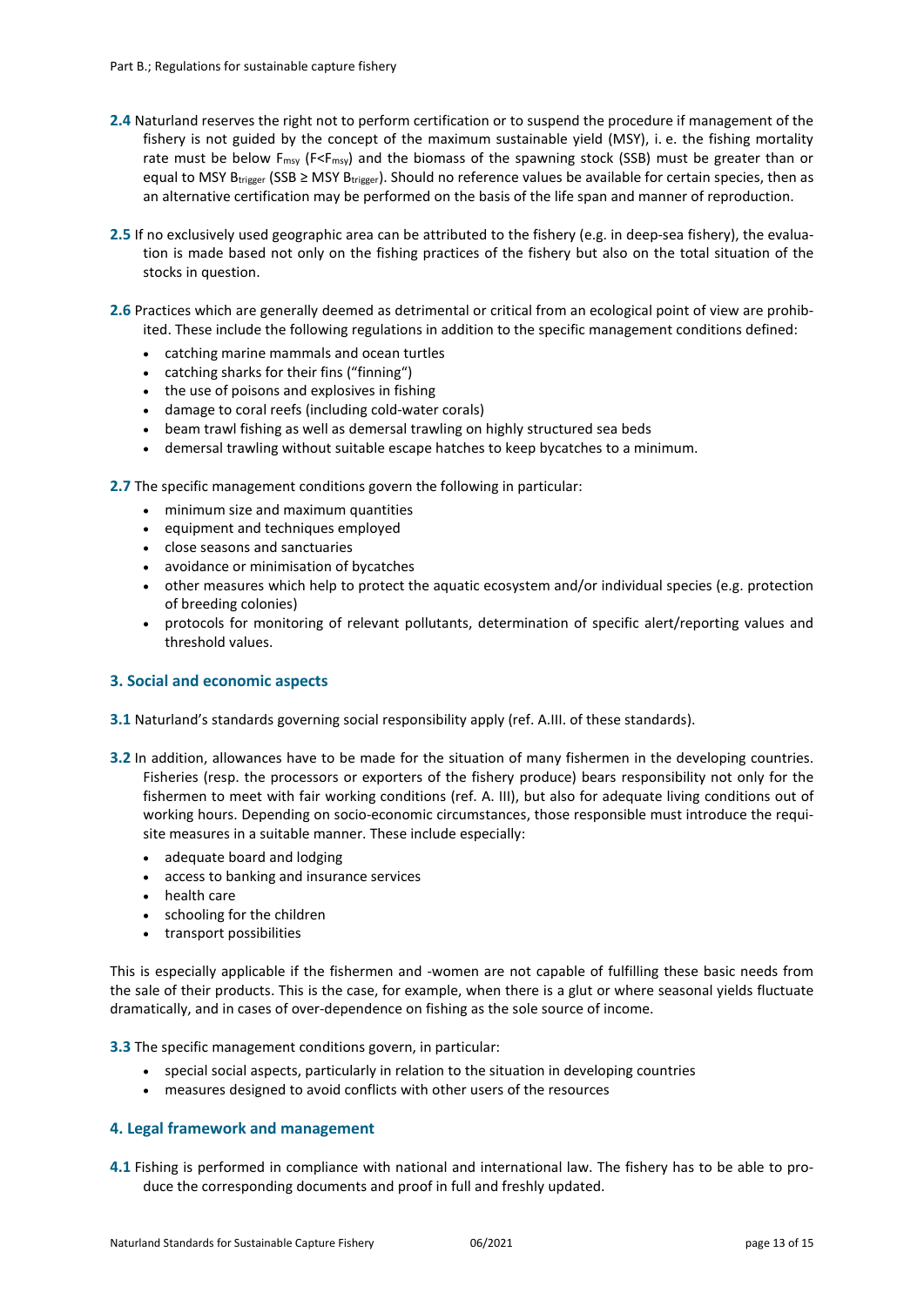**2.4** Naturland reserves the right not to perform certification or to suspend the procedure if management of the fishery is not guided by the concept of the maximum sustainable yield (MSY), i. e. the fishing mortality rate must be below $F_{msy}$ ($F<F_{msy}$) and the biomass of the spawning stock (SSB) must be greater than or equal to MSY $B_{trigger}$ (SSB ≥ MSY $B_{trigger}$). Should no reference values be available for certain species, then as an alternative certification may be performed on the basis of the life span and manner of reproduction.

**2.5** If no exclusively used geographic area can be attributed to the fishery (e.g. in deep-sea fishery), the evaluation is made based not only on the fishing practices of the fishery but also on the total situation of the stocks in question.

**2.6** Practices which are generally deemed as detrimental or critical from an ecological point of view are prohibited. These include the following regulations in addition to the specific management conditions defined:

- catching marine mammals and ocean turtles
- catching sharks for their fins ("finning")
- the use of poisons and explosives in fishing
- damage to coral reefs (including cold-water corals)
- beam trawl fishing as well as demersal trawling on highly structured sea beds
- demersal trawling without suitable escape hatches to keep bycatches to a minimum.

**2.7** The specific management conditions govern the following in particular:

- minimum size and maximum quantities
- equipment and techniques employed
- close seasons and sanctuaries
- avoidance or minimisation of bycatches
- other measures which help to protect the aquatic ecosystem and/or individual species (e.g. protection of breeding colonies)
- protocols for monitoring of relevant pollutants, determination of specific alert/reporting values and threshold values.

## 3. Social and economic aspects

**3.1** Naturland's standards governing social responsibility apply (ref. A.III. of these standards).

**3.2** In addition, allowances have to be made for the situation of many fishermen in the developing countries. Fisheries (resp. the processors or exporters of the fishery produce) bears responsibility not only for the fishermen to meet with fair working conditions (ref. A. III), but also for adequate living conditions out of working hours. Depending on socio-economic circumstances, those responsible must introduce the requisite measures in a suitable manner. These include especially:

- adequate board and lodging
- access to banking and insurance services
- health care
- schooling for the children
- transport possibilities

This is especially applicable if the fishermen and -women are not capable of fulfilling these basic needs from the sale of their products. This is the case, for example, when there is a glut or where seasonal yields fluctuate dramatically, and in cases of over-dependence on fishing as the sole source of income.

**3.3** The specific management conditions govern, in particular:

- special social aspects, particularly in relation to the situation in developing countries
- measures designed to avoid conflicts with other users of the resources

## 4. Legal framework and management

**4.1** Fishing is performed in compliance with national and international law. The fishery has to be able to produce the corresponding documents and proof in full and freshly updated.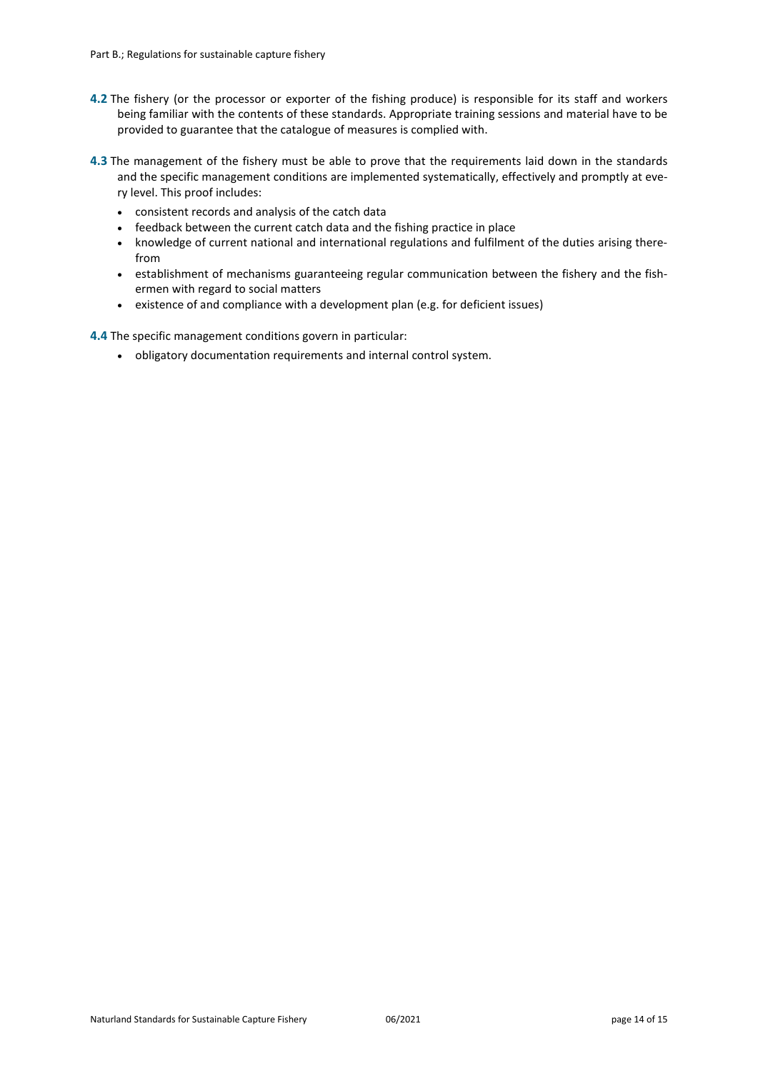**4.2** The fishery (or the processor or exporter of the fishing produce) is responsible for its staff and workers being familiar with the contents of these standards. Appropriate training sessions and material have to be provided to guarantee that the catalogue of measures is complied with.

**4.3** The management of the fishery must be able to prove that the requirements laid down in the standards and the specific management conditions are implemented systematically, effectively and promptly at every level. This proof includes:

- consistent records and analysis of the catch data
- feedback between the current catch data and the fishing practice in place
- knowledge of current national and international regulations and fulfilment of the duties arising therefrom
- establishment of mechanisms guaranteeing regular communication between the fishery and the fishermen with regard to social matters
- existence of and compliance with a development plan (e.g. for deficient issues)

**4.4** The specific management conditions govern in particular:

- obligatory documentation requirements and internal control system.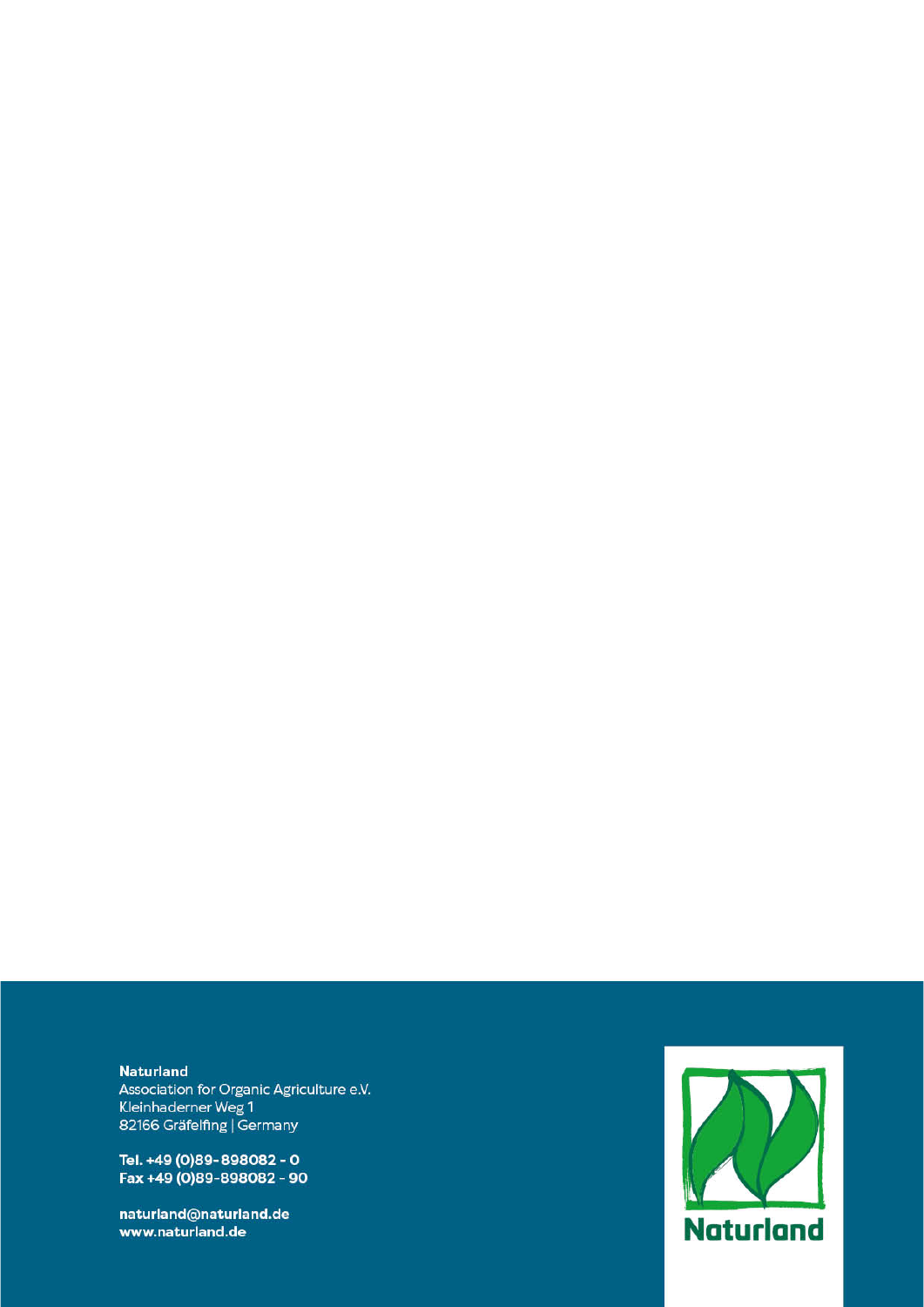**Naturland**
Association for Organic Agriculture e.V.
Kleinhaderner Weg 1
82166 Gräfelfing | Germany

**Tel. +49 (0)89-898082 - 0**
**Fax +49 (0)89-898082 - 90**

**naturland@naturland.de**
**www.naturland.de**

Naturland